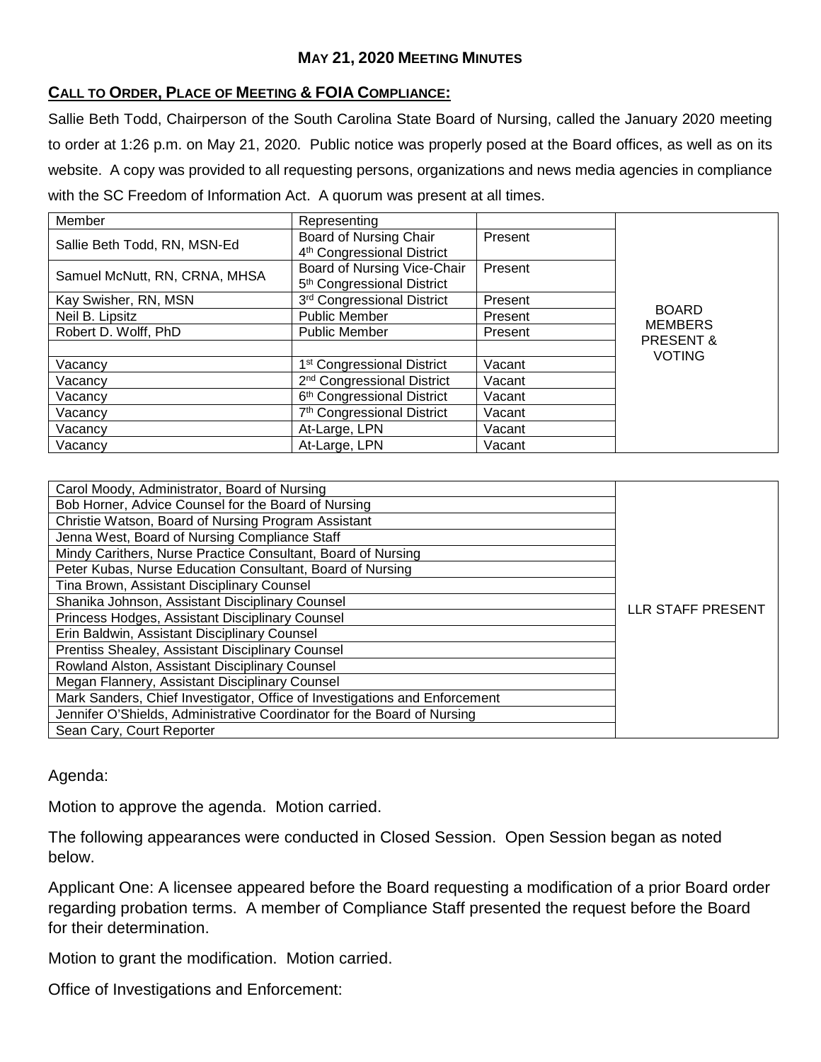## May 21, 2020 Meeting Minutes

**CALL TO ORDER, PLACE OF MEETING & FOIA COMPLIANCE:**

Sallie Beth Todd, Chairperson of the South Carolina State Board of Nursing, called the January 2020 meeting to order at 1:26 p.m. on May 21, 2020. Public notice was properly posed at the Board offices, as well as on its website. A copy was provided to all requesting persons, organizations and news media agencies in compliance with the SC Freedom of Information Act. A quorum was present at all times.

| Member | Representing | | |
|---|---|---|---|
| Sallie Beth Todd, RN, MSN-Ed | Board of Nursing Chair 4th Congressional District | Present | BOARD MEMBERS PRESENT & VOTING |
| Samuel McNutt, RN, CRNA, MHSA | Board of Nursing Vice-Chair 5th Congressional District | Present | |
| Kay Swisher, RN, MSN | 3rd Congressional District | Present | |
| Neil B. Lipsitz | Public Member | Present | |
| Robert D. Wolff, PhD | Public Member | Present | |
| | | | |
| Vacancy | 1st Congressional District | Vacant | |
| Vacancy | 2nd Congressional District | Vacant | |
| Vacancy | 6th Congressional District | Vacant | |
| Vacancy | 7th Congressional District | Vacant | |
| Vacancy | At-Large, LPN | Vacant | |
| Vacancy | At-Large, LPN | Vacant | |

| | |
|---|---|
| Carol Moody, Administrator, Board of Nursing | LLR STAFF PRESENT |
| Bob Horner, Advice Counsel for the Board of Nursing | |
| Christie Watson, Board of Nursing Program Assistant | |
| Jenna West, Board of Nursing Compliance Staff | |
| Mindy Carithers, Nurse Practice Consultant, Board of Nursing | |
| Peter Kubas, Nurse Education Consultant, Board of Nursing | |
| Tina Brown, Assistant Disciplinary Counsel | |
| Shanika Johnson, Assistant Disciplinary Counsel | |
| Princess Hodges, Assistant Disciplinary Counsel | |
| Erin Baldwin, Assistant Disciplinary Counsel | |
| Prentiss Shealey, Assistant Disciplinary Counsel | |
| Rowland Alston, Assistant Disciplinary Counsel | |
| Megan Flannery, Assistant Disciplinary Counsel | |
| Mark Sanders, Chief Investigator, Office of Investigations and Enforcement | |
| Jennifer O'Shields, Administrative Coordinator for the Board of Nursing | |
| Sean Cary, Court Reporter | |

Agenda:

Motion to approve the agenda. Motion carried.

The following appearances were conducted in Closed Session. Open Session began as noted below.

Applicant One: A licensee appeared before the Board requesting a modification of a prior Board order regarding probation terms. A member of Compliance Staff presented the request before the Board for their determination.

Motion to grant the modification. Motion carried.

Office of Investigations and Enforcement: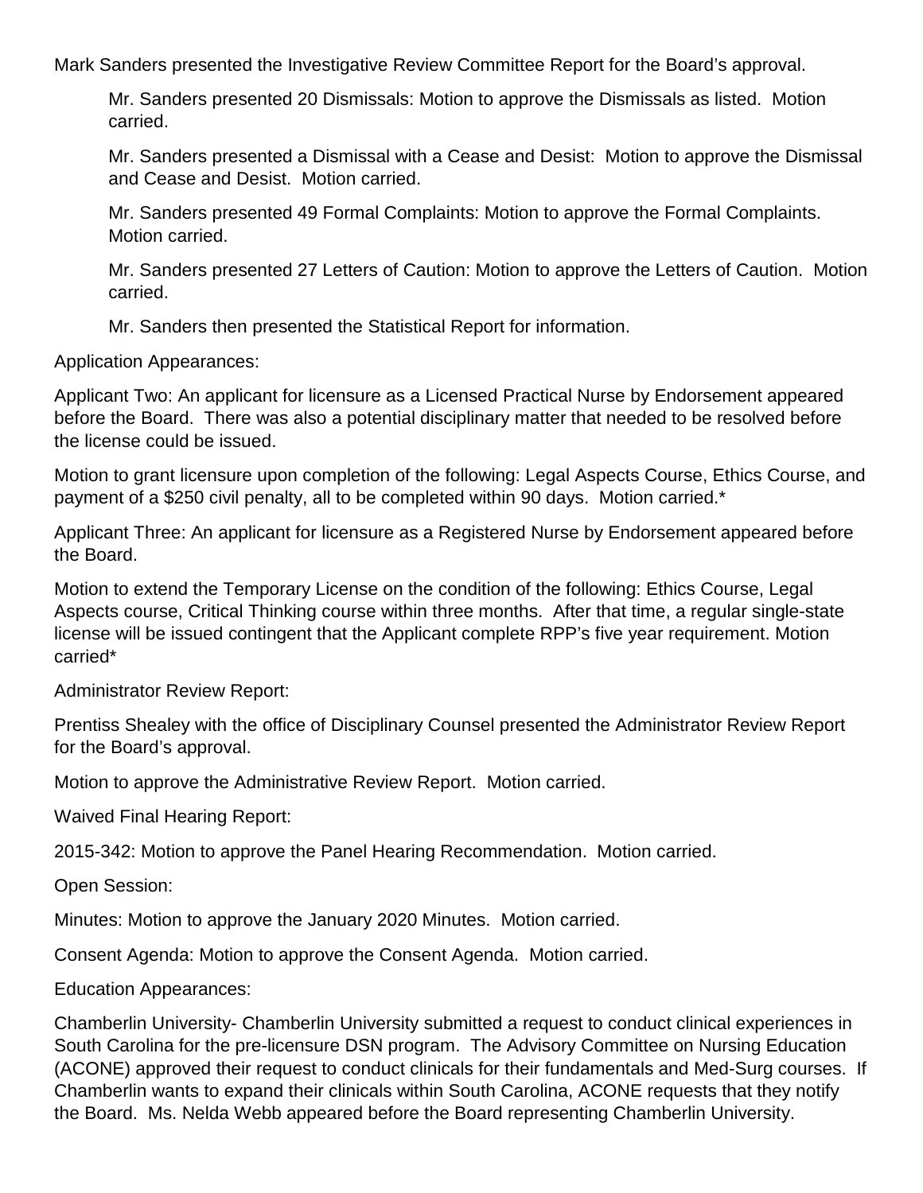Mark Sanders presented the Investigative Review Committee Report for the Board's approval.

Mr. Sanders presented 20 Dismissals: Motion to approve the Dismissals as listed. Motion carried.

Mr. Sanders presented a Dismissal with a Cease and Desist: Motion to approve the Dismissal and Cease and Desist. Motion carried.

Mr. Sanders presented 49 Formal Complaints: Motion to approve the Formal Complaints. Motion carried.

Mr. Sanders presented 27 Letters of Caution: Motion to approve the Letters of Caution. Motion carried.

Mr. Sanders then presented the Statistical Report for information.

Application Appearances:

Applicant Two: An applicant for licensure as a Licensed Practical Nurse by Endorsement appeared before the Board. There was also a potential disciplinary matter that needed to be resolved before the license could be issued.

Motion to grant licensure upon completion of the following: Legal Aspects Course, Ethics Course, and payment of a $250 civil penalty, all to be completed within 90 days. Motion carried.*

Applicant Three: An applicant for licensure as a Registered Nurse by Endorsement appeared before the Board.

Motion to extend the Temporary License on the condition of the following: Ethics Course, Legal Aspects course, Critical Thinking course within three months. After that time, a regular single-state license will be issued contingent that the Applicant complete RPP's five year requirement. Motion carried*

Administrator Review Report:

Prentiss Shealey with the office of Disciplinary Counsel presented the Administrator Review Report for the Board's approval.

Motion to approve the Administrative Review Report. Motion carried.

Waived Final Hearing Report:

2015-342: Motion to approve the Panel Hearing Recommendation. Motion carried.

Open Session:

Minutes: Motion to approve the January 2020 Minutes. Motion carried.

Consent Agenda: Motion to approve the Consent Agenda. Motion carried.

Education Appearances:

Chamberlin University- Chamberlin University submitted a request to conduct clinical experiences in South Carolina for the pre-licensure DSN program. The Advisory Committee on Nursing Education (ACONE) approved their request to conduct clinicals for their fundamentals and Med-Surg courses. If Chamberlin wants to expand their clinicals within South Carolina, ACONE requests that they notify the Board. Ms. Nelda Webb appeared before the Board representing Chamberlin University.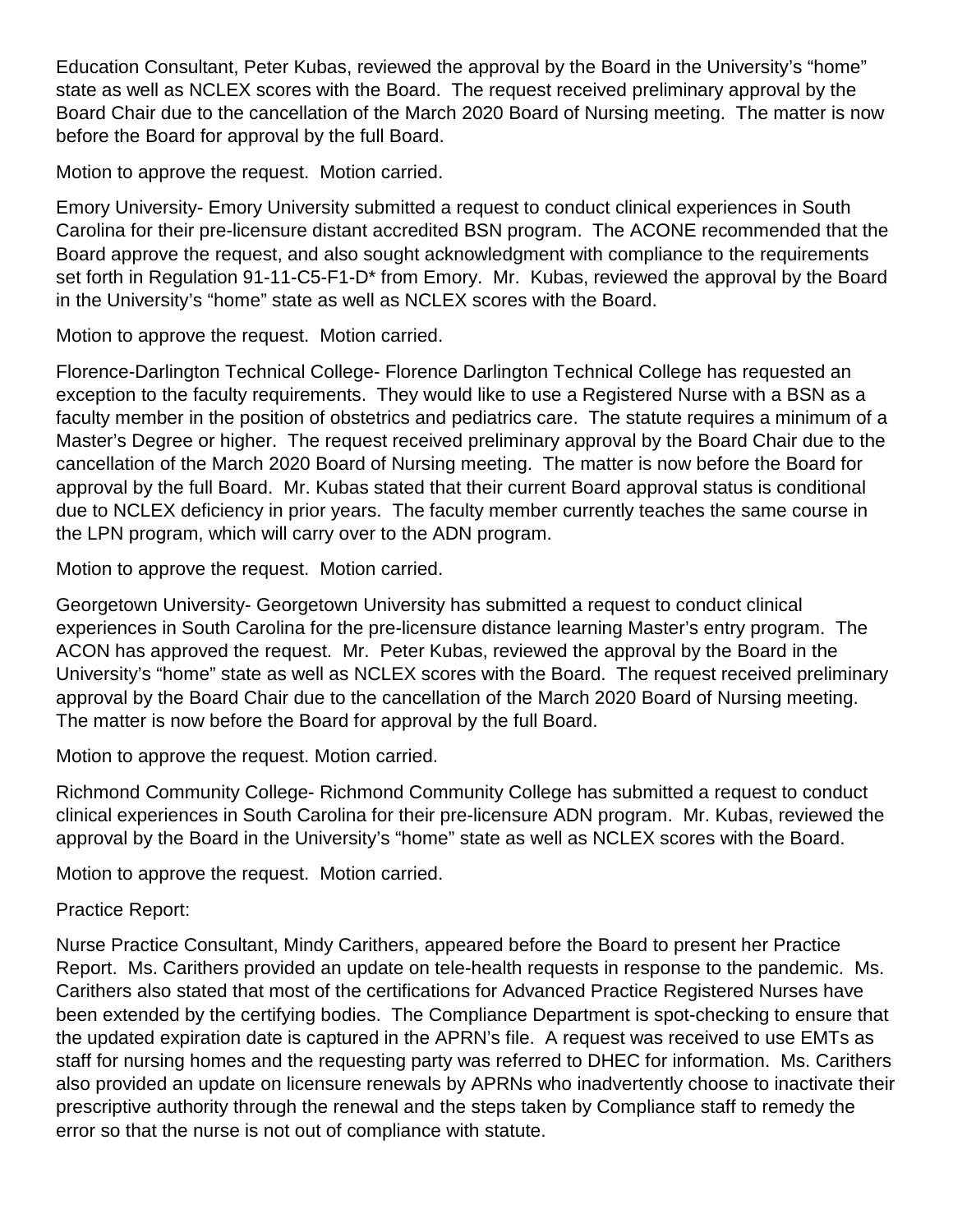Education Consultant, Peter Kubas, reviewed the approval by the Board in the University's "home" state as well as NCLEX scores with the Board. The request received preliminary approval by the Board Chair due to the cancellation of the March 2020 Board of Nursing meeting. The matter is now before the Board for approval by the full Board.

Motion to approve the request. Motion carried.

Emory University- Emory University submitted a request to conduct clinical experiences in South Carolina for their pre-licensure distant accredited BSN program. The ACONE recommended that the Board approve the request, and also sought acknowledgment with compliance to the requirements set forth in Regulation 91-11-C5-F1-D* from Emory. Mr. Kubas, reviewed the approval by the Board in the University's "home" state as well as NCLEX scores with the Board.

Motion to approve the request. Motion carried.

Florence-Darlington Technical College- Florence Darlington Technical College has requested an exception to the faculty requirements. They would like to use a Registered Nurse with a BSN as a faculty member in the position of obstetrics and pediatrics care. The statute requires a minimum of a Master's Degree or higher. The request received preliminary approval by the Board Chair due to the cancellation of the March 2020 Board of Nursing meeting. The matter is now before the Board for approval by the full Board. Mr. Kubas stated that their current Board approval status is conditional due to NCLEX deficiency in prior years. The faculty member currently teaches the same course in the LPN program, which will carry over to the ADN program.

Motion to approve the request. Motion carried.

Georgetown University- Georgetown University has submitted a request to conduct clinical experiences in South Carolina for the pre-licensure distance learning Master's entry program. The ACON has approved the request. Mr. Peter Kubas, reviewed the approval by the Board in the University's "home" state as well as NCLEX scores with the Board. The request received preliminary approval by the Board Chair due to the cancellation of the March 2020 Board of Nursing meeting. The matter is now before the Board for approval by the full Board.

Motion to approve the request. Motion carried.

Richmond Community College- Richmond Community College has submitted a request to conduct clinical experiences in South Carolina for their pre-licensure ADN program. Mr. Kubas, reviewed the approval by the Board in the University's "home" state as well as NCLEX scores with the Board.

Motion to approve the request. Motion carried.

Practice Report:

Nurse Practice Consultant, Mindy Carithers, appeared before the Board to present her Practice Report. Ms. Carithers provided an update on tele-health requests in response to the pandemic. Ms. Carithers also stated that most of the certifications for Advanced Practice Registered Nurses have been extended by the certifying bodies. The Compliance Department is spot-checking to ensure that the updated expiration date is captured in the APRN's file. A request was received to use EMTs as staff for nursing homes and the requesting party was referred to DHEC for information. Ms. Carithers also provided an update on licensure renewals by APRNs who inadvertently choose to inactivate their prescriptive authority through the renewal and the steps taken by Compliance staff to remedy the error so that the nurse is not out of compliance with statute.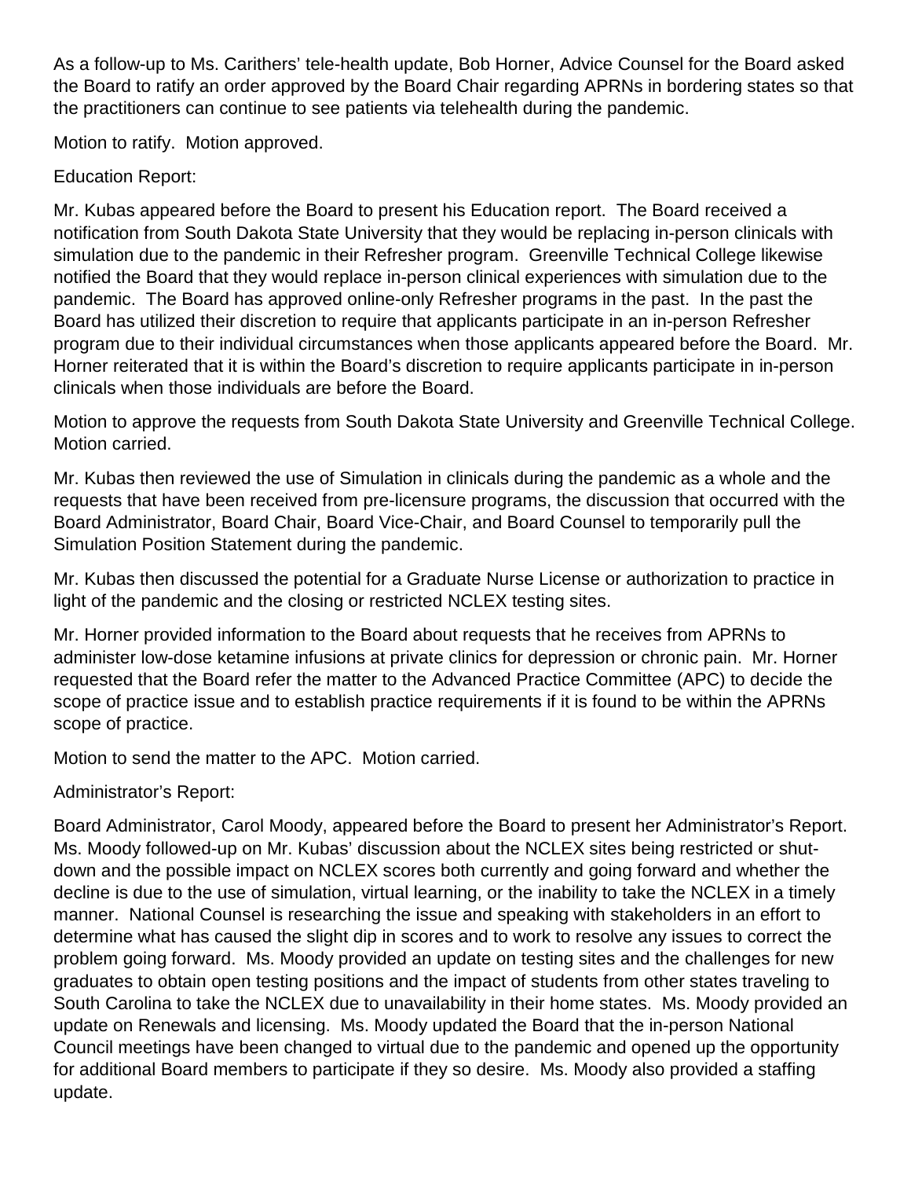As a follow-up to Ms. Carithers' tele-health update, Bob Horner, Advice Counsel for the Board asked the Board to ratify an order approved by the Board Chair regarding APRNs in bordering states so that the practitioners can continue to see patients via telehealth during the pandemic.

Motion to ratify. Motion approved.

Education Report:

Mr. Kubas appeared before the Board to present his Education report. The Board received a notification from South Dakota State University that they would be replacing in-person clinicals with simulation due to the pandemic in their Refresher program. Greenville Technical College likewise notified the Board that they would replace in-person clinical experiences with simulation due to the pandemic. The Board has approved online-only Refresher programs in the past. In the past the Board has utilized their discretion to require that applicants participate in an in-person Refresher program due to their individual circumstances when those applicants appeared before the Board. Mr. Horner reiterated that it is within the Board's discretion to require applicants participate in in-person clinicals when those individuals are before the Board.

Motion to approve the requests from South Dakota State University and Greenville Technical College. Motion carried.

Mr. Kubas then reviewed the use of Simulation in clinicals during the pandemic as a whole and the requests that have been received from pre-licensure programs, the discussion that occurred with the Board Administrator, Board Chair, Board Vice-Chair, and Board Counsel to temporarily pull the Simulation Position Statement during the pandemic.

Mr. Kubas then discussed the potential for a Graduate Nurse License or authorization to practice in light of the pandemic and the closing or restricted NCLEX testing sites.

Mr. Horner provided information to the Board about requests that he receives from APRNs to administer low-dose ketamine infusions at private clinics for depression or chronic pain. Mr. Horner requested that the Board refer the matter to the Advanced Practice Committee (APC) to decide the scope of practice issue and to establish practice requirements if it is found to be within the APRNs scope of practice.

Motion to send the matter to the APC. Motion carried.

Administrator's Report:

Board Administrator, Carol Moody, appeared before the Board to present her Administrator's Report. Ms. Moody followed-up on Mr. Kubas' discussion about the NCLEX sites being restricted or shut-down and the possible impact on NCLEX scores both currently and going forward and whether the decline is due to the use of simulation, virtual learning, or the inability to take the NCLEX in a timely manner. National Counsel is researching the issue and speaking with stakeholders in an effort to determine what has caused the slight dip in scores and to work to resolve any issues to correct the problem going forward. Ms. Moody provided an update on testing sites and the challenges for new graduates to obtain open testing positions and the impact of students from other states traveling to South Carolina to take the NCLEX due to unavailability in their home states. Ms. Moody provided an update on Renewals and licensing. Ms. Moody updated the Board that the in-person National Council meetings have been changed to virtual due to the pandemic and opened up the opportunity for additional Board members to participate if they so desire. Ms. Moody also provided a staffing update.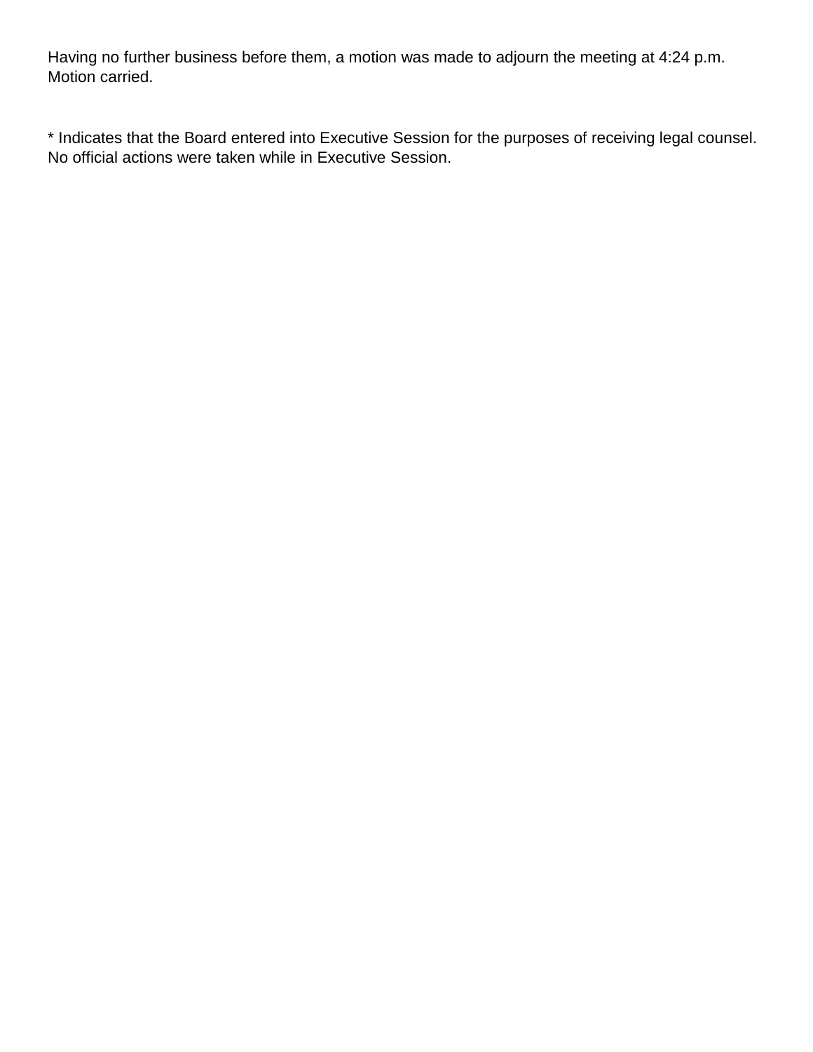Having no further business before them, a motion was made to adjourn the meeting at 4:24 p.m. Motion carried.

* Indicates that the Board entered into Executive Session for the purposes of receiving legal counsel. No official actions were taken while in Executive Session.